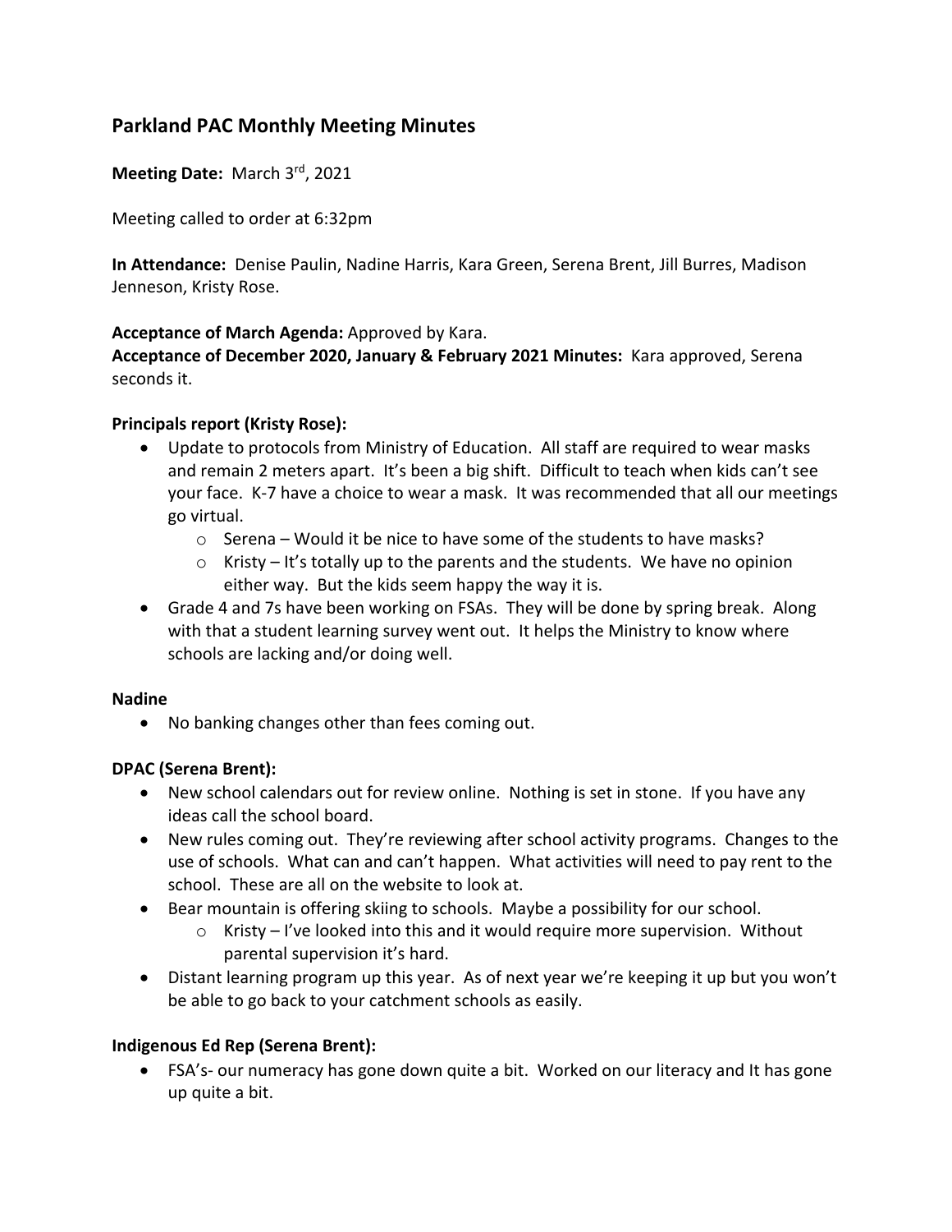## Parkland PAC Monthly Meeting Minutes

**Meeting Date:** March 3rd, 2021

Meeting called to order at 6:32pm

**In Attendance:** Denise Paulin, Nadine Harris, Kara Green, Serena Brent, Jill Burres, Madison Jenneson, Kristy Rose.

**Acceptance of March Agenda:** Approved by Kara.
**Acceptance of December 2020, January & February 2021 Minutes:** Kara approved, Serena seconds it.

**Principals report (Kristy Rose):**

- Update to protocols from Ministry of Education. All staff are required to wear masks and remain 2 meters apart. It's been a big shift. Difficult to teach when kids can't see your face. K-7 have a choice to wear a mask. It was recommended that all our meetings go virtual.
  - Serena – Would it be nice to have some of the students to have masks?
  - Kristy – It's totally up to the parents and the students. We have no opinion either way. But the kids seem happy the way it is.
- Grade 4 and 7s have been working on FSAs. They will be done by spring break. Along with that a student learning survey went out. It helps the Ministry to know where schools are lacking and/or doing well.

**Nadine**

- No banking changes other than fees coming out.

**DPAC (Serena Brent):**

- New school calendars out for review online. Nothing is set in stone. If you have any ideas call the school board.
- New rules coming out. They're reviewing after school activity programs. Changes to the use of schools. What can and can't happen. What activities will need to pay rent to the school. These are all on the website to look at.
- Bear mountain is offering skiing to schools. Maybe a possibility for our school.
  - Kristy – I've looked into this and it would require more supervision. Without parental supervision it's hard.
- Distant learning program up this year. As of next year we're keeping it up but you won't be able to go back to your catchment schools as easily.

**Indigenous Ed Rep (Serena Brent):**

- FSA's- our numeracy has gone down quite a bit. Worked on our literacy and It has gone up quite a bit.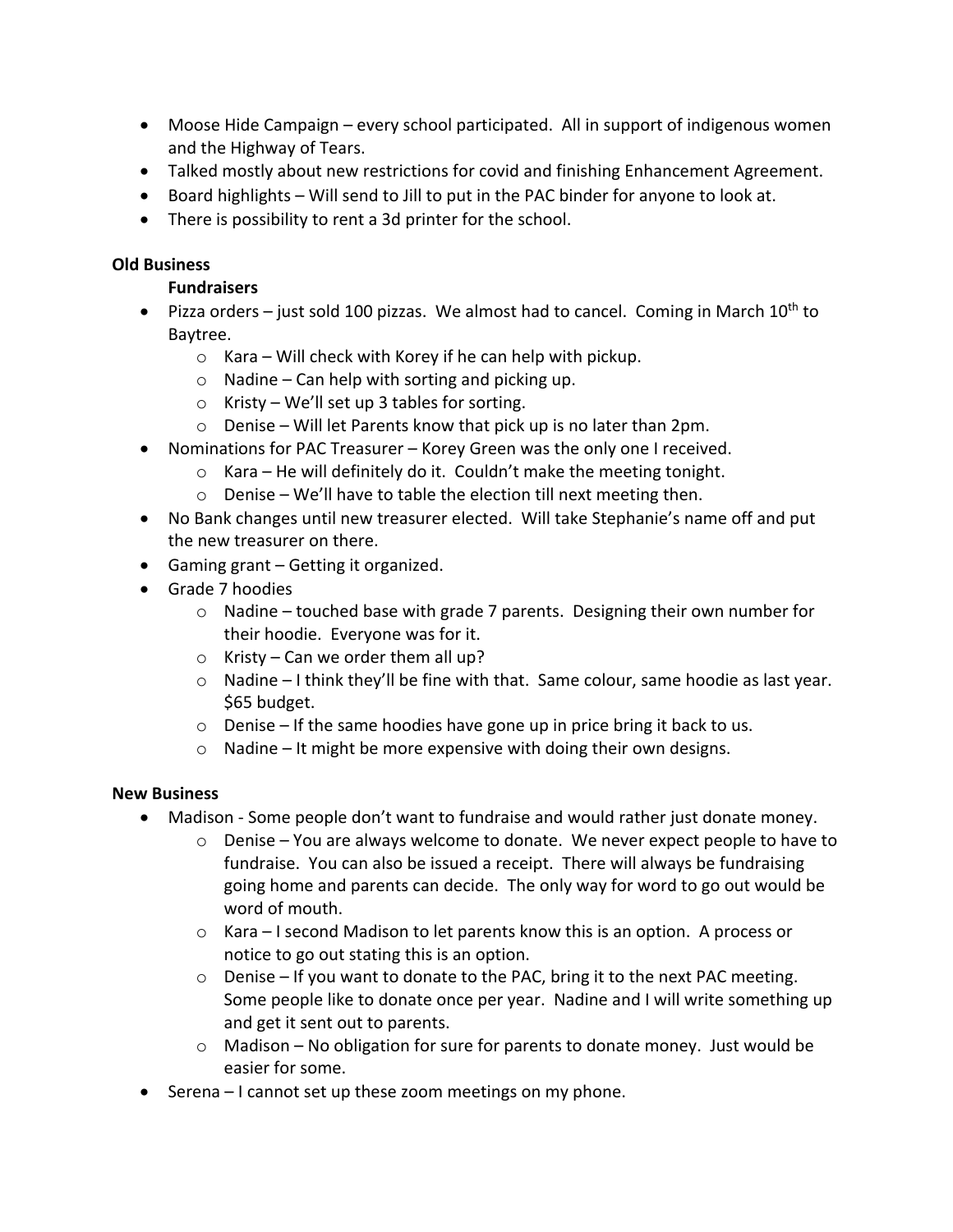- Moose Hide Campaign – every school participated. All in support of indigenous women and the Highway of Tears.
- Talked mostly about new restrictions for covid and finishing Enhancement Agreement.
- Board highlights – Will send to Jill to put in the PAC binder for anyone to look at.
- There is possibility to rent a 3d printer for the school.

**Old Business**

**Fundraisers**

- Pizza orders – just sold 100 pizzas. We almost had to cancel. Coming in March 10th to Baytree.
    - Kara – Will check with Korey if he can help with pickup.
    - Nadine – Can help with sorting and picking up.
    - Kristy – We'll set up 3 tables for sorting.
    - Denise – Will let Parents know that pick up is no later than 2pm.
- Nominations for PAC Treasurer – Korey Green was the only one I received.
    - Kara – He will definitely do it. Couldn't make the meeting tonight.
    - Denise – We'll have to table the election till next meeting then.
- No Bank changes until new treasurer elected. Will take Stephanie's name off and put the new treasurer on there.
- Gaming grant – Getting it organized.
- Grade 7 hoodies
    - Nadine – touched base with grade 7 parents. Designing their own number for their hoodie. Everyone was for it.
    - Kristy – Can we order them all up?
    - Nadine – I think they'll be fine with that. Same colour, same hoodie as last year. $65 budget.
    - Denise – If the same hoodies have gone up in price bring it back to us.
    - Nadine – It might be more expensive with doing their own designs.

**New Business**

- Madison - Some people don't want to fundraise and would rather just donate money.
    - Denise – You are always welcome to donate. We never expect people to have to fundraise. You can also be issued a receipt. There will always be fundraising going home and parents can decide. The only way for word to go out would be word of mouth.
    - Kara – I second Madison to let parents know this is an option. A process or notice to go out stating this is an option.
    - Denise – If you want to donate to the PAC, bring it to the next PAC meeting. Some people like to donate once per year. Nadine and I will write something up and get it sent out to parents.
    - Madison – No obligation for sure for parents to donate money. Just would be easier for some.
- Serena – I cannot set up these zoom meetings on my phone.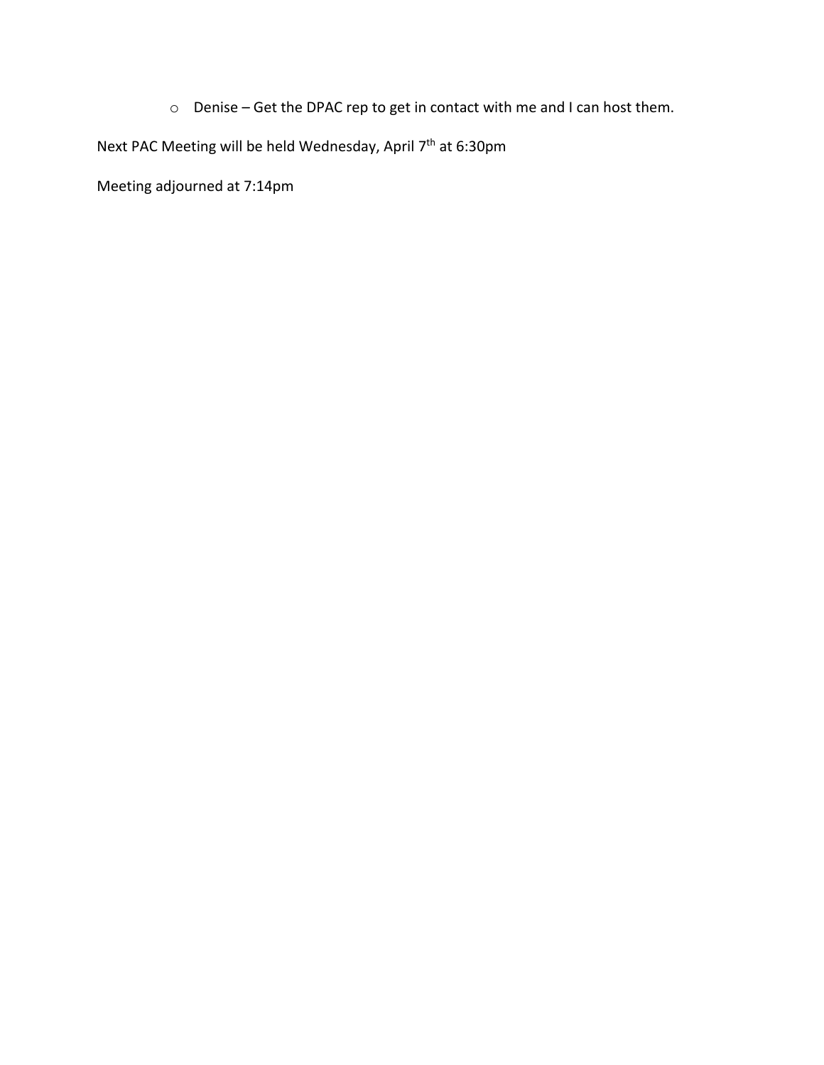- Denise – Get the DPAC rep to get in contact with me and I can host them.

Next PAC Meeting will be held Wednesday, April 7th at 6:30pm

Meeting adjourned at 7:14pm